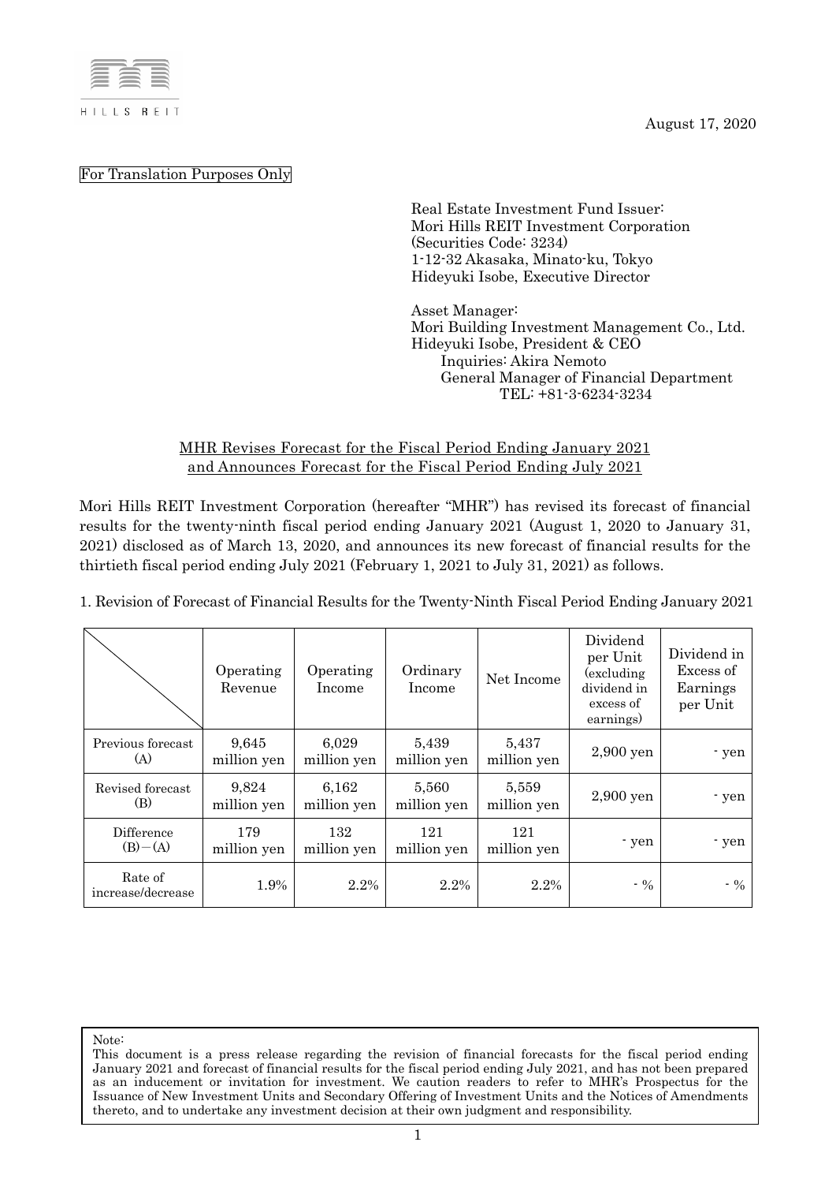HILLS REIT

August 17, 2020

For Translation Purposes Only

Real Estate Investment Fund Issuer:
Mori Hills REIT Investment Corporation
(Securities Code: 3234)
1-12-32 Akasaka, Minato-ku, Tokyo
Hideyuki Isobe, Executive Director

Asset Manager:
Mori Building Investment Management Co., Ltd.
Hideyuki Isobe, President & CEO
Inquiries: Akira Nemoto
General Manager of Financial Department
TEL: +81-3-6234-3234

## MHR Revises Forecast for the Fiscal Period Ending January 2021 and Announces Forecast for the Fiscal Period Ending July 2021

Mori Hills REIT Investment Corporation (hereafter "MHR") has revised its forecast of financial results for the twenty-ninth fiscal period ending January 2021 (August 1, 2020 to January 31, 2021) disclosed as of March 13, 2020, and announces its new forecast of financial results for the thirtieth fiscal period ending July 2021 (February 1, 2021 to July 31, 2021) as follows.

1. Revision of Forecast of Financial Results for the Twenty-Ninth Fiscal Period Ending January 2021

| | Operating Revenue | Operating Income | Ordinary Income | Net Income | Dividend per Unit (excluding dividend in excess of earnings) | Dividend in Excess of Earnings per Unit |
|---|---|---|---|---|---|---|
| Previous forecast (A) | 9,645 million yen | 6,029 million yen | 5,439 million yen | 5,437 million yen | 2,900 yen | - yen |
| Revised forecast (B) | 9,824 million yen | 6,162 million yen | 5,560 million yen | 5,559 million yen | 2,900 yen | - yen |
| Difference (B)−(A) | 179 million yen | 132 million yen | 121 million yen | 121 million yen | - yen | - yen |
| Rate of increase/decrease | 1.9% | 2.2% | 2.2% | 2.2% | - % | - % |

Note:
This document is a press release regarding the revision of financial forecasts for the fiscal period ending January 2021 and forecast of financial results for the fiscal period ending July 2021, and has not been prepared as an inducement or invitation for investment. We caution readers to refer to MHR's Prospectus for the Issuance of New Investment Units and Secondary Offering of Investment Units and the Notices of Amendments thereto, and to undertake any investment decision at their own judgment and responsibility.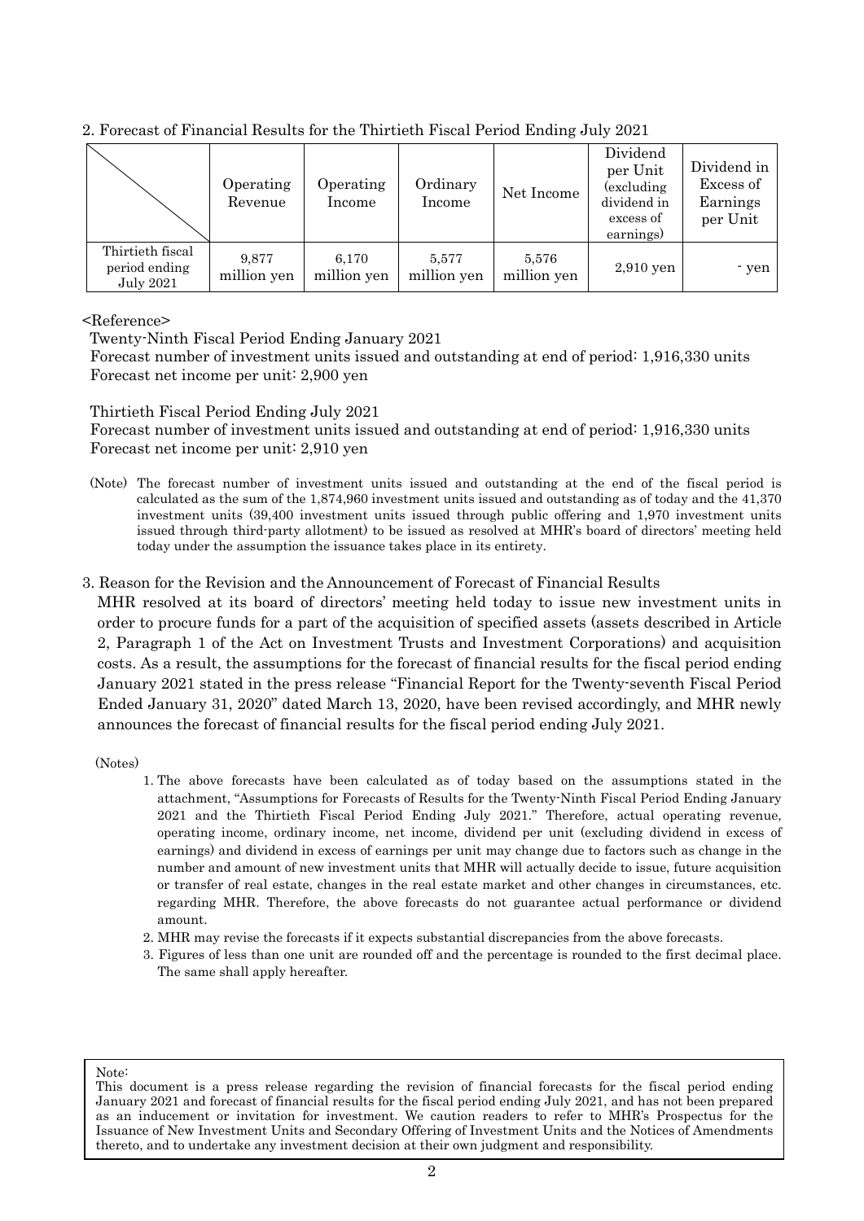## 2. Forecast of Financial Results for the Thirtieth Fiscal Period Ending July 2021

| | Operating Revenue | Operating Income | Ordinary Income | Net Income | Dividend per Unit (excluding dividend in excess of earnings) | Dividend in Excess of Earnings per Unit |
|---|---|---|---|---|---|---|
| Thirtieth fiscal period ending July 2021 | 9,877 million yen | 6,170 million yen | 5,577 million yen | 5,576 million yen | 2,910 yen | - yen |

<Reference>

Twenty-Ninth Fiscal Period Ending January 2021

Forecast number of investment units issued and outstanding at end of period: 1,916,330 units

Forecast net income per unit: 2,900 yen

Thirtieth Fiscal Period Ending July 2021

Forecast number of investment units issued and outstanding at end of period: 1,916,330 units

Forecast net income per unit: 2,910 yen

(Note) The forecast number of investment units issued and outstanding at the end of the fiscal period is calculated as the sum of the 1,874,960 investment units issued and outstanding as of today and the 41,370 investment units (39,400 investment units issued through public offering and 1,970 investment units issued through third-party allotment) to be issued as resolved at MHR's board of directors' meeting held today under the assumption the issuance takes place in its entirety.

## 3. Reason for the Revision and the Announcement of Forecast of Financial Results

MHR resolved at its board of directors' meeting held today to issue new investment units in order to procure funds for a part of the acquisition of specified assets (assets described in Article 2, Paragraph 1 of the Act on Investment Trusts and Investment Corporations) and acquisition costs. As a result, the assumptions for the forecast of financial results for the fiscal period ending January 2021 stated in the press release "Financial Report for the Twenty-seventh Fiscal Period Ended January 31, 2020" dated March 13, 2020, have been revised accordingly, and MHR newly announces the forecast of financial results for the fiscal period ending July 2021.

(Notes)

1. The above forecasts have been calculated as of today based on the assumptions stated in the attachment, "Assumptions for Forecasts of Results for the Twenty-Ninth Fiscal Period Ending January 2021 and the Thirtieth Fiscal Period Ending July 2021." Therefore, actual operating revenue, operating income, ordinary income, net income, dividend per unit (excluding dividend in excess of earnings) and dividend in excess of earnings per unit may change due to factors such as change in the number and amount of new investment units that MHR will actually decide to issue, future acquisition or transfer of real estate, changes in the real estate market and other changes in circumstances, etc. regarding MHR. Therefore, the above forecasts do not guarantee actual performance or dividend amount.
2. MHR may revise the forecasts if it expects substantial discrepancies from the above forecasts.
3. Figures of less than one unit are rounded off and the percentage is rounded to the first decimal place. The same shall apply hereafter.

Note:
This document is a press release regarding the revision of financial forecasts for the fiscal period ending January 2021 and forecast of financial results for the fiscal period ending July 2021, and has not been prepared as an inducement or invitation for investment. We caution readers to refer to MHR's Prospectus for the Issuance of New Investment Units and Secondary Offering of Investment Units and the Notices of Amendments thereto, and to undertake any investment decision at their own judgment and responsibility.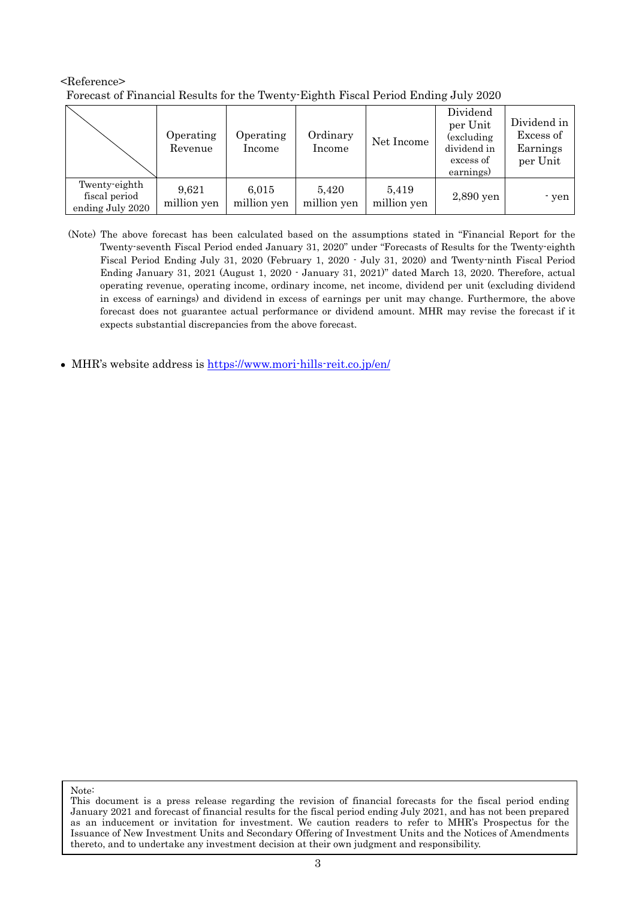<Reference>

Forecast of Financial Results for the Twenty-Eighth Fiscal Period Ending July 2020

| | Operating Revenue | Operating Income | Ordinary Income | Net Income | Dividend per Unit (excluding dividend in excess of earnings) | Dividend in Excess of Earnings per Unit |
|---|---|---|---|---|---|---|
| Twenty-eighth fiscal period ending July 2020 | 9,621 million yen | 6,015 million yen | 5,420 million yen | 5,419 million yen | 2,890 yen | - yen |

(Note) The above forecast has been calculated based on the assumptions stated in "Financial Report for the Twenty-seventh Fiscal Period ended January 31, 2020" under "Forecasts of Results for the Twenty-eighth Fiscal Period Ending July 31, 2020 (February 1, 2020 - July 31, 2020) and Twenty-ninth Fiscal Period Ending January 31, 2021 (August 1, 2020 - January 31, 2021)" dated March 13, 2020. Therefore, actual operating revenue, operating income, ordinary income, net income, dividend per unit (excluding dividend in excess of earnings) and dividend in excess of earnings per unit may change. Furthermore, the above forecast does not guarantee actual performance or dividend amount. MHR may revise the forecast if it expects substantial discrepancies from the above forecast.

- MHR's website address is https://www.mori-hills-reit.co.jp/en/

Note:
This document is a press release regarding the revision of financial forecasts for the fiscal period ending January 2021 and forecast of financial results for the fiscal period ending July 2021, and has not been prepared as an inducement or invitation for investment. We caution readers to refer to MHR's Prospectus for the Issuance of New Investment Units and Secondary Offering of Investment Units and the Notices of Amendments thereto, and to undertake any investment decision at their own judgment and responsibility.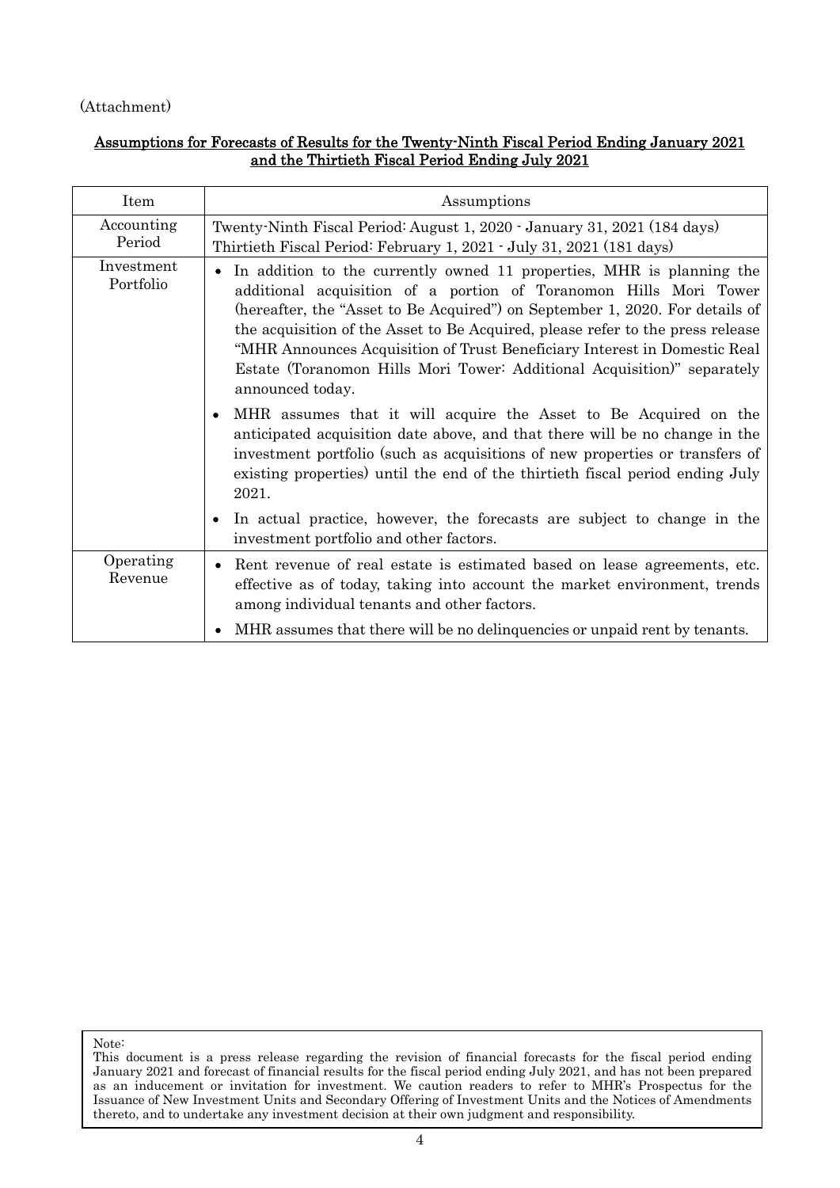(Attachment)

## Assumptions for Forecasts of Results for the Twenty-Ninth Fiscal Period Ending January 2021 and the Thirtieth Fiscal Period Ending July 2021

| Item | Assumptions |
|---|---|
| Accounting Period | Twenty-Ninth Fiscal Period: August 1, 2020 - January 31, 2021 (184 days)<br>Thirtieth Fiscal Period: February 1, 2021 - July 31, 2021 (181 days) |
| Investment Portfolio | • In addition to the currently owned 11 properties, MHR is planning the additional acquisition of a portion of Toranomon Hills Mori Tower (hereafter, the "Asset to Be Acquired") on September 1, 2020. For details of the acquisition of the Asset to Be Acquired, please refer to the press release "MHR Announces Acquisition of Trust Beneficiary Interest in Domestic Real Estate (Toranomon Hills Mori Tower: Additional Acquisition)" separately announced today.<br>• MHR assumes that it will acquire the Asset to Be Acquired on the anticipated acquisition date above, and that there will be no change in the investment portfolio (such as acquisitions of new properties or transfers of existing properties) until the end of the thirtieth fiscal period ending July 2021.<br>• In actual practice, however, the forecasts are subject to change in the investment portfolio and other factors. |
| Operating Revenue | • Rent revenue of real estate is estimated based on lease agreements, etc. effective as of today, taking into account the market environment, trends among individual tenants and other factors.<br>• MHR assumes that there will be no delinquencies or unpaid rent by tenants. |

Note:
This document is a press release regarding the revision of financial forecasts for the fiscal period ending January 2021 and forecast of financial results for the fiscal period ending July 2021, and has not been prepared as an inducement or invitation for investment. We caution readers to refer to MHR's Prospectus for the Issuance of New Investment Units and Secondary Offering of Investment Units and the Notices of Amendments thereto, and to undertake any investment decision at their own judgment and responsibility.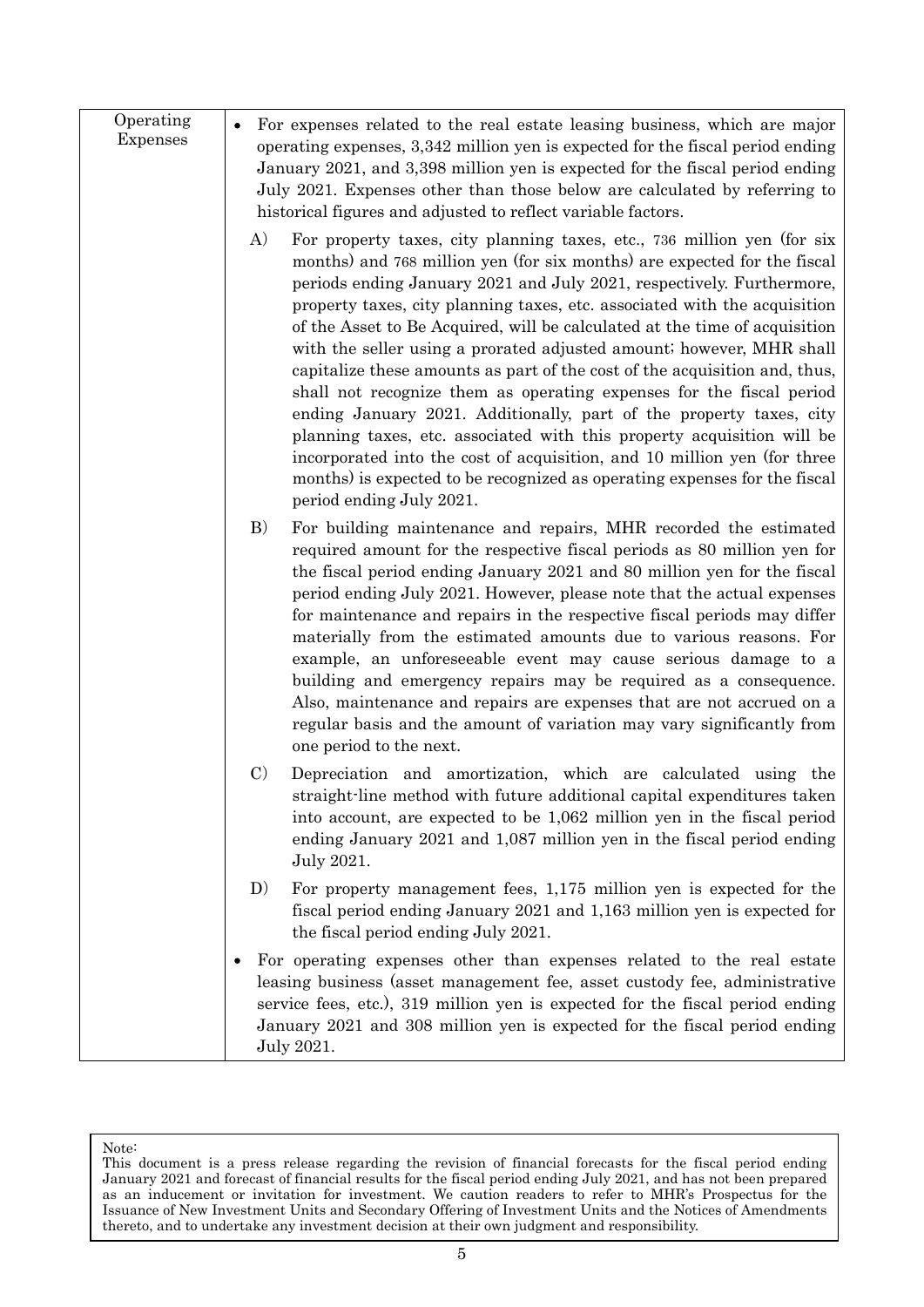| Operating Expenses | • For expenses related to the real estate leasing business, which are major operating expenses, 3,342 million yen is expected for the fiscal period ending January 2021, and 3,398 million yen is expected for the fiscal period ending July 2021. Expenses other than those below are calculated by referring to historical figures and adjusted to reflect variable factors.<br><br>A) For property taxes, city planning taxes, etc., 736 million yen (for six months) and 768 million yen (for six months) are expected for the fiscal periods ending January 2021 and July 2021, respectively. Furthermore, property taxes, city planning taxes, etc. associated with the acquisition of the Asset to Be Acquired, will be calculated at the time of acquisition with the seller using a prorated adjusted amount; however, MHR shall capitalize these amounts as part of the cost of the acquisition and, thus, shall not recognize them as operating expenses for the fiscal period ending January 2021. Additionally, part of the property taxes, city planning taxes, etc. associated with this property acquisition will be incorporated into the cost of acquisition, and 10 million yen (for three months) is expected to be recognized as operating expenses for the fiscal period ending July 2021.<br><br>B) For building maintenance and repairs, MHR recorded the estimated required amount for the respective fiscal periods as 80 million yen for the fiscal period ending January 2021 and 80 million yen for the fiscal period ending July 2021. However, please note that the actual expenses for maintenance and repairs in the respective fiscal periods may differ materially from the estimated amounts due to various reasons. For example, an unforeseeable event may cause serious damage to a building and emergency repairs may be required as a consequence. Also, maintenance and repairs are expenses that are not accrued on a regular basis and the amount of variation may vary significantly from one period to the next.<br><br>C) Depreciation and amortization, which are calculated using the straight-line method with future additional capital expenditures taken into account, are expected to be 1,062 million yen in the fiscal period ending January 2021 and 1,087 million yen in the fiscal period ending July 2021.<br><br>D) For property management fees, 1,175 million yen is expected for the fiscal period ending January 2021 and 1,163 million yen is expected for the fiscal period ending July 2021.<br><br>• For operating expenses other than expenses related to the real estate leasing business (asset management fee, asset custody fee, administrative service fees, etc.), 319 million yen is expected for the fiscal period ending January 2021 and 308 million yen is expected for the fiscal period ending July 2021. |
|---|---|

Note:
This document is a press release regarding the revision of financial forecasts for the fiscal period ending January 2021 and forecast of financial results for the fiscal period ending July 2021, and has not been prepared as an inducement or invitation for investment. We caution readers to refer to MHR's Prospectus for the Issuance of New Investment Units and Secondary Offering of Investment Units and the Notices of Amendments thereto, and to undertake any investment decision at their own judgment and responsibility.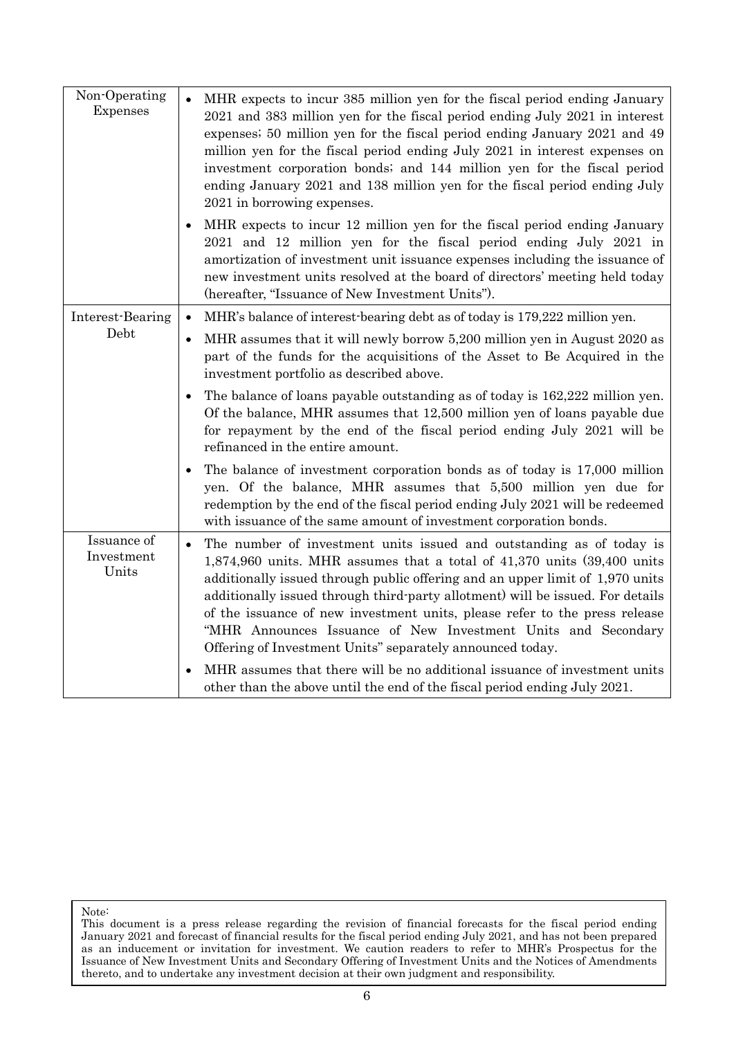| | |
|---|---|
| Non-Operating Expenses | • MHR expects to incur 385 million yen for the fiscal period ending January 2021 and 383 million yen for the fiscal period ending July 2021 in interest expenses; 50 million yen for the fiscal period ending January 2021 and 49 million yen for the fiscal period ending July 2021 in interest expenses on investment corporation bonds; and 144 million yen for the fiscal period ending January 2021 and 138 million yen for the fiscal period ending July 2021 in borrowing expenses.<br>• MHR expects to incur 12 million yen for the fiscal period ending January 2021 and 12 million yen for the fiscal period ending July 2021 in amortization of investment unit issuance expenses including the issuance of new investment units resolved at the board of directors' meeting held today (hereafter, "Issuance of New Investment Units"). |
| Interest-Bearing Debt | • MHR's balance of interest-bearing debt as of today is 179,222 million yen.<br>• MHR assumes that it will newly borrow 5,200 million yen in August 2020 as part of the funds for the acquisitions of the Asset to Be Acquired in the investment portfolio as described above.<br>• The balance of loans payable outstanding as of today is 162,222 million yen. Of the balance, MHR assumes that 12,500 million yen of loans payable due for repayment by the end of the fiscal period ending July 2021 will be refinanced in the entire amount.<br>• The balance of investment corporation bonds as of today is 17,000 million yen. Of the balance, MHR assumes that 5,500 million yen due for redemption by the end of the fiscal period ending July 2021 will be redeemed with issuance of the same amount of investment corporation bonds. |
| Issuance of Investment Units | • The number of investment units issued and outstanding as of today is 1,874,960 units. MHR assumes that a total of 41,370 units (39,400 units additionally issued through public offering and an upper limit of 1,970 units additionally issued through third-party allotment) will be issued. For details of the issuance of new investment units, please refer to the press release "MHR Announces Issuance of New Investment Units and Secondary Offering of Investment Units" separately announced today.<br>• MHR assumes that there will be no additional issuance of investment units other than the above until the end of the fiscal period ending July 2021. |

Note:
This document is a press release regarding the revision of financial forecasts for the fiscal period ending January 2021 and forecast of financial results for the fiscal period ending July 2021, and has not been prepared as an inducement or invitation for investment. We caution readers to refer to MHR's Prospectus for the Issuance of New Investment Units and Secondary Offering of Investment Units and the Notices of Amendments thereto, and to undertake any investment decision at their own judgment and responsibility.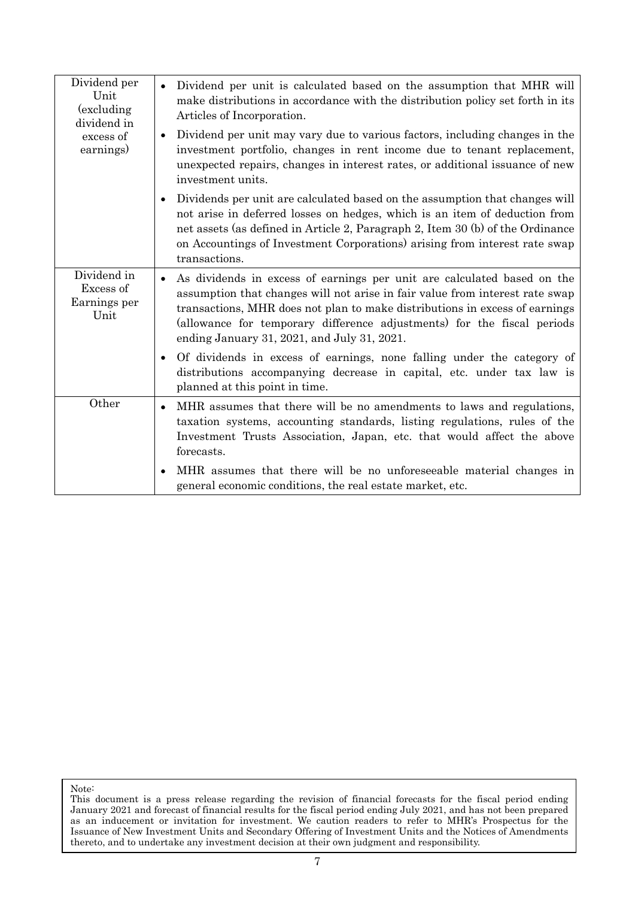| | |
|---|---|
| Dividend per Unit (excluding dividend in excess of earnings) | • Dividend per unit is calculated based on the assumption that MHR will make distributions in accordance with the distribution policy set forth in its Articles of Incorporation.<br>• Dividend per unit may vary due to various factors, including changes in the investment portfolio, changes in rent income due to tenant replacement, unexpected repairs, changes in interest rates, or additional issuance of new investment units.<br>• Dividends per unit are calculated based on the assumption that changes will not arise in deferred losses on hedges, which is an item of deduction from net assets (as defined in Article 2, Paragraph 2, Item 30 (b) of the Ordinance on Accountings of Investment Corporations) arising from interest rate swap transactions. |
| Dividend in Excess of Earnings per Unit | • As dividends in excess of earnings per unit are calculated based on the assumption that changes will not arise in fair value from interest rate swap transactions, MHR does not plan to make distributions in excess of earnings (allowance for temporary difference adjustments) for the fiscal periods ending January 31, 2021, and July 31, 2021.<br>• Of dividends in excess of earnings, none falling under the category of distributions accompanying decrease in capital, etc. under tax law is planned at this point in time. |
| Other | • MHR assumes that there will be no amendments to laws and regulations, taxation systems, accounting standards, listing regulations, rules of the Investment Trusts Association, Japan, etc. that would affect the above forecasts.<br>• MHR assumes that there will be no unforeseeable material changes in general economic conditions, the real estate market, etc. |

Note:
This document is a press release regarding the revision of financial forecasts for the fiscal period ending January 2021 and forecast of financial results for the fiscal period ending July 2021, and has not been prepared as an inducement or invitation for investment. We caution readers to refer to MHR's Prospectus for the Issuance of New Investment Units and Secondary Offering of Investment Units and the Notices of Amendments thereto, and to undertake any investment decision at their own judgment and responsibility.